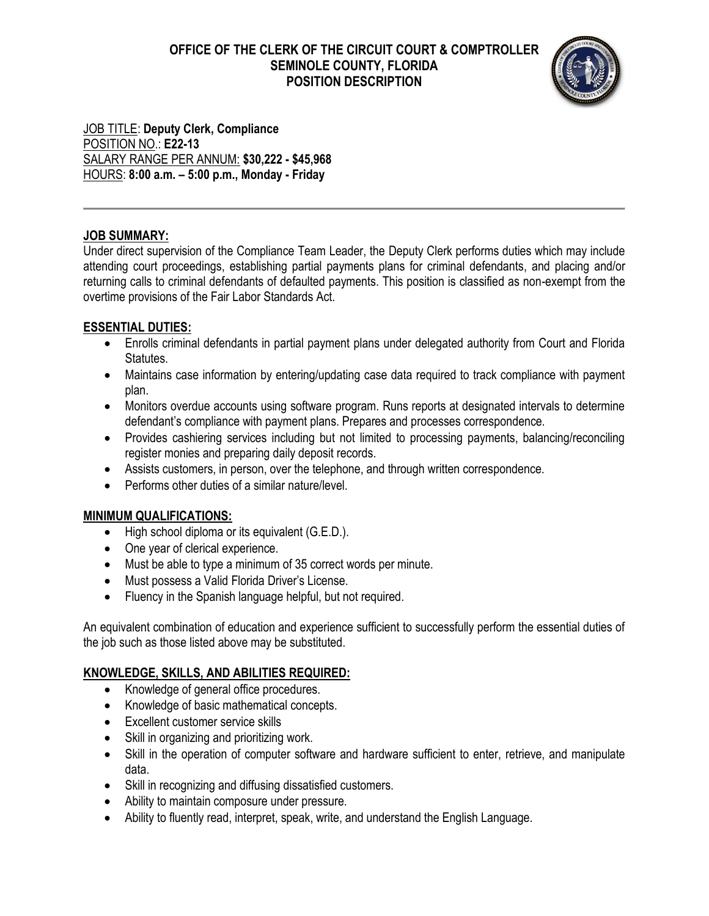# OFFICE OF THE CLERK OF THE CIRCUIT COURT & COMPTROLLER
## SEMINOLE COUNTY, FLORIDA
## POSITION DESCRIPTION

JOB TITLE: **Deputy Clerk, Compliance**
POSITION NO.: **E22-13**
SALARY RANGE PER ANNUM: **$30,222 - $45,968**
HOURS: **8:00 a.m. – 5:00 p.m., Monday - Friday**

---

### JOB SUMMARY:

Under direct supervision of the Compliance Team Leader, the Deputy Clerk performs duties which may include attending court proceedings, establishing partial payments plans for criminal defendants, and placing and/or returning calls to criminal defendants of defaulted payments. This position is classified as non-exempt from the overtime provisions of the Fair Labor Standards Act.

### ESSENTIAL DUTIES:

- Enrolls criminal defendants in partial payment plans under delegated authority from Court and Florida Statutes.
- Maintains case information by entering/updating case data required to track compliance with payment plan.
- Monitors overdue accounts using software program. Runs reports at designated intervals to determine defendant's compliance with payment plans. Prepares and processes correspondence.
- Provides cashiering services including but not limited to processing payments, balancing/reconciling register monies and preparing daily deposit records.
- Assists customers, in person, over the telephone, and through written correspondence.
- Performs other duties of a similar nature/level.

### MINIMUM QUALIFICATIONS:

- High school diploma or its equivalent (G.E.D.).
- One year of clerical experience.
- Must be able to type a minimum of 35 correct words per minute.
- Must possess a Valid Florida Driver's License.
- Fluency in the Spanish language helpful, but not required.

An equivalent combination of education and experience sufficient to successfully perform the essential duties of the job such as those listed above may be substituted.

### KNOWLEDGE, SKILLS, AND ABILITIES REQUIRED:

- Knowledge of general office procedures.
- Knowledge of basic mathematical concepts.
- Excellent customer service skills
- Skill in organizing and prioritizing work.
- Skill in the operation of computer software and hardware sufficient to enter, retrieve, and manipulate data.
- Skill in recognizing and diffusing dissatisfied customers.
- Ability to maintain composure under pressure.
- Ability to fluently read, interpret, speak, write, and understand the English Language.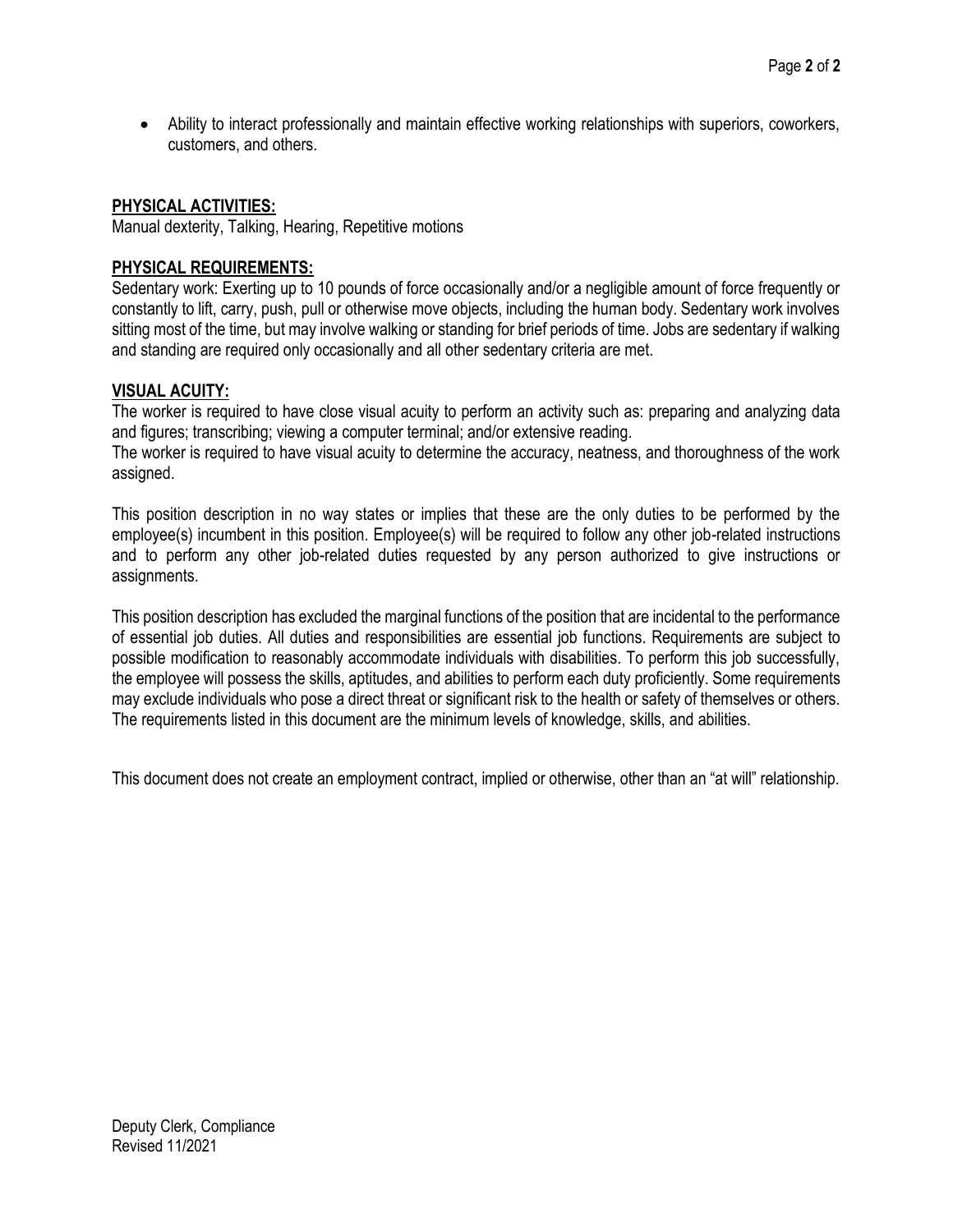- Ability to interact professionally and maintain effective working relationships with superiors, coworkers, customers, and others.

**PHYSICAL ACTIVITIES:**
Manual dexterity, Talking, Hearing, Repetitive motions

**PHYSICAL REQUIREMENTS:**
Sedentary work: Exerting up to 10 pounds of force occasionally and/or a negligible amount of force frequently or constantly to lift, carry, push, pull or otherwise move objects, including the human body. Sedentary work involves sitting most of the time, but may involve walking or standing for brief periods of time. Jobs are sedentary if walking and standing are required only occasionally and all other sedentary criteria are met.

**VISUAL ACUITY:**
The worker is required to have close visual acuity to perform an activity such as: preparing and analyzing data and figures; transcribing; viewing a computer terminal; and/or extensive reading.
The worker is required to have visual acuity to determine the accuracy, neatness, and thoroughness of the work assigned.

This position description in no way states or implies that these are the only duties to be performed by the employee(s) incumbent in this position. Employee(s) will be required to follow any other job-related instructions and to perform any other job-related duties requested by any person authorized to give instructions or assignments.

This position description has excluded the marginal functions of the position that are incidental to the performance of essential job duties. All duties and responsibilities are essential job functions. Requirements are subject to possible modification to reasonably accommodate individuals with disabilities. To perform this job successfully, the employee will possess the skills, aptitudes, and abilities to perform each duty proficiently. Some requirements may exclude individuals who pose a direct threat or significant risk to the health or safety of themselves or others. The requirements listed in this document are the minimum levels of knowledge, skills, and abilities.

This document does not create an employment contract, implied or otherwise, other than an "at will" relationship.

Deputy Clerk, Compliance
Revised 11/2021